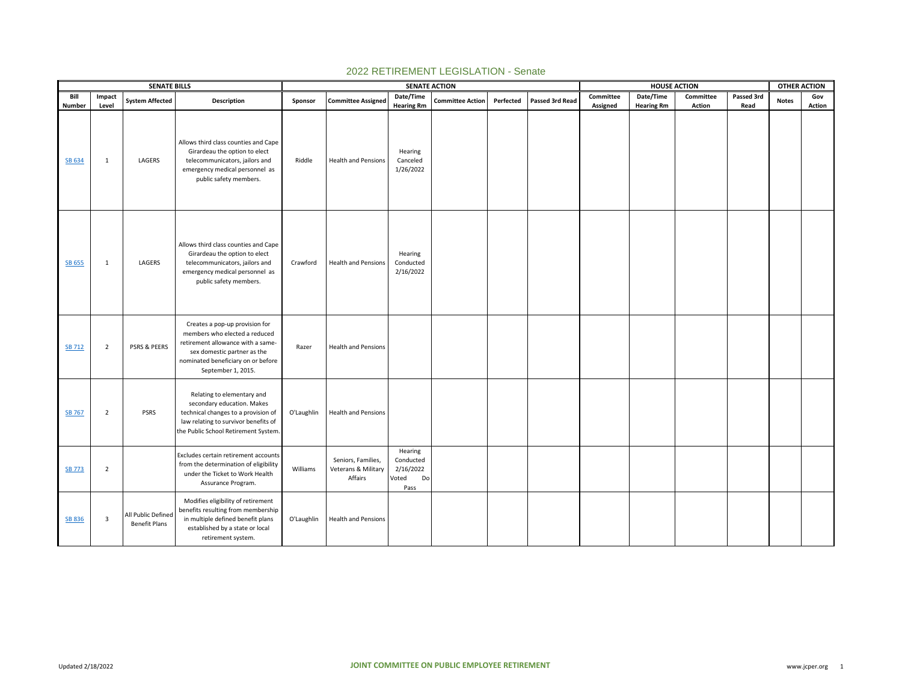# 2022 RETIREMENT LEGISLATION - Senate

| SENATE BILLS | | | | SENATE ACTION | | | | | | HOUSE ACTION | | | | OTHER ACTION | |
|---|---|---|---|---|---|---|---|---|---|---|---|---|---|---|---|
| Bill Number | Impact Level | System Affected | Description | Sponsor | Committee Assigned | Date/Time Hearing Rm | Committee Action | Perfected | Passed 3rd Read | Committee Assigned | Date/Time Hearing Rm | Committee Action | Passed 3rd Read | Notes | Gov Action |
| SB 634 | 1 | LAGERS | Allows third class counties and Cape Girardeau the option to elect telecommunicators, jailors and emergency medical personnel as public safety members. | Riddle | Health and Pensions | Hearing Canceled 1/26/2022 | | | | | | | | | |
| SB 655 | 1 | LAGERS | Allows third class counties and Cape Girardeau the option to elect telecommunicators, jailors and emergency medical personnel as public safety members. | Crawford | Health and Pensions | Hearing Conducted 2/16/2022 | | | | | | | | | |
| SB 712 | 2 | PSRS & PEERS | Creates a pop-up provision for members who elected a reduced retirement allowance with a same-sex domestic partner as the nominated beneficiary on or before September 1, 2015. | Razer | Health and Pensions | | | | | | | | | | |
| SB 767 | 2 | PSRS | Relating to elementary and secondary education. Makes technical changes to a provision of law relating to survivor benefits of the Public School Retirement System. | O'Laughlin | Health and Pensions | | | | | | | | | | |
| SB 773 | 2 | | Excludes certain retirement accounts from the determination of eligibility under the Ticket to Work Health Assurance Program. | Williams | Seniors, Families, Veterans & Military Affairs | Hearing Conducted 2/16/2022 Voted Do Pass | | | | | | | | | |
| SB 836 | 3 | All Public Defined Benefit Plans | Modifies eligibility of retirement benefits resulting from membership in multiple defined benefit plans established by a state or local retirement system. | O'Laughlin | Health and Pensions | | | | | | | | | | |

Updated 2/18/2022

JOINT COMMITTEE ON PUBLIC EMPLOYEE RETIREMENT

www.jcper.org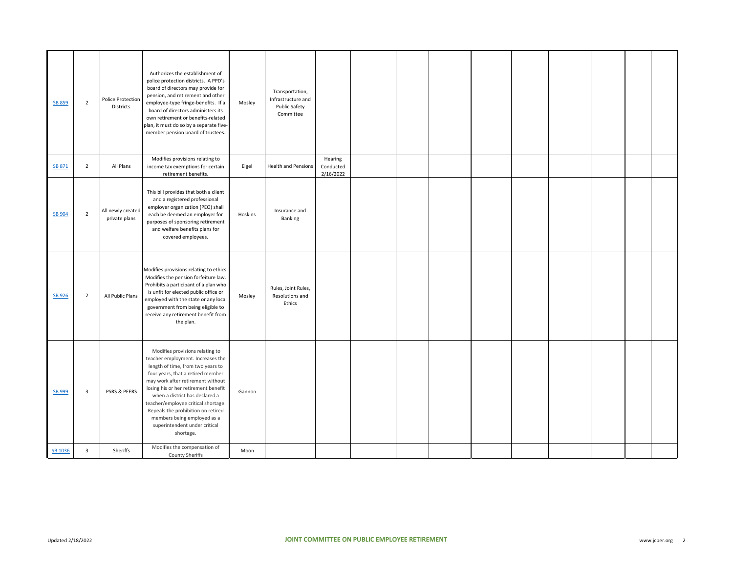| | | | | | | | | | | | | | | | |
|---|---|---|---|---|---|---|---|---|---|---|---|---|---|---|---|
| SB 859 | 2 | Police Protection Districts | Authorizes the establishment of police protection districts. A PPD's board of directors may provide for pension, and retirement and other employee-type fringe-benefits. If a board of directors administers its own retirement or benefits-related plan, it must do so by a separate five-member pension board of trustees. | Mosley | Transportation, Infrastructure and Public Safety Committee | | | | | | | | | | |
| SB 871 | 2 | All Plans | Modifies provisions relating to income tax exemptions for certain retirement benefits. | Eigel | Health and Pensions | Hearing Conducted 2/16/2022 | | | | | | | | | |
| SB 904 | 2 | All newly created private plans | This bill provides that both a client and a registered professional employer organization (PEO) shall each be deemed an employer for purposes of sponsoring retirement and welfare benefits plans for covered employees. | Hoskins | Insurance and Banking | | | | | | | | | | |
| SB 926 | 2 | All Public Plans | Modifies provisions relating to ethics. Modifies the pension forfeiture law. Prohibits a participant of a plan who is unfit for elected public office or employed with the state or any local government from being eligible to receive any retirement benefit from the plan. | Mosley | Rules, Joint Rules, Resolutions and Ethics | | | | | | | | | | |
| SB 999 | 3 | PSRS & PEERS | Modifies provisions relating to teacher employment. Increases the length of time, from two years to four years, that a retired member may work after retirement without losing his or her retirement benefit when a district has declared a teacher/employee critical shortage. Repeals the prohibition on retired members being employed as a superintendent under critical shortage. | Gannon | | | | | | | | | | | |
| SB 1036 | 3 | Sheriffs | Modifies the compensation of County Sheriffs | Moon | | | | | | | | | | | |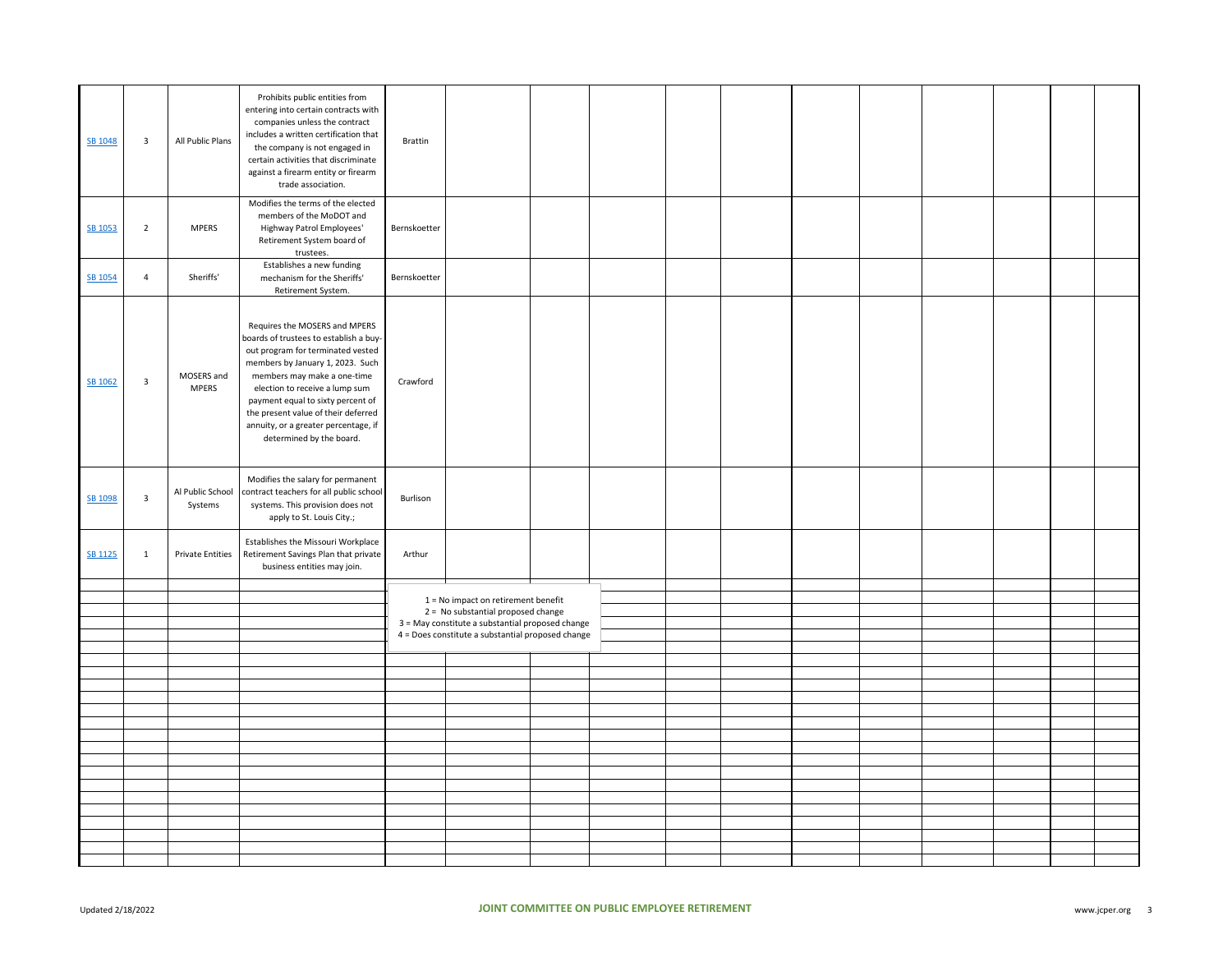| | | | | | | | | | | | | | | | | |
|---|---|---|---|---|---|---|---|---|---|---|---|---|---|---|---|---|
| SB 1048 | 3 | All Public Plans | Prohibits public entities from entering into certain contracts with companies unless the contract includes a written certification that the company is not engaged in certain activities that discriminate against a firearm entity or firearm trade association. | Brattin | | | | | | | | | | | | |
| SB 1053 | 2 | MPERS | Modifies the terms of the elected members of the MoDOT and Highway Patrol Employees' Retirement System board of trustees. | Bernskoetter | | | | | | | | | | | | |
| SB 1054 | 4 | Sheriffs' | Establishes a new funding mechanism for the Sheriffs' Retirement System. | Bernskoetter | | | | | | | | | | | | |
| SB 1062 | 3 | MOSERS and MPERS | Requires the MOSERS and MPERS boards of trustees to establish a buy-out program for terminated vested members by January 1, 2023. Such members may make a one-time election to receive a lump sum payment equal to sixty percent of the present value of their deferred annuity, or a greater percentage, if determined by the board. | Crawford | | | | | | | | | | | | |
| SB 1098 | 3 | Al Public School Systems | Modifies the salary for permanent contract teachers for all public school systems. This provision does not apply to St. Louis City.; | Burlison | | | | | | | | | | | | |
| SB 1125 | 1 | Private Entities | Establishes the Missouri Workplace Retirement Savings Plan that private business entities may join. | Arthur | | | | | | | | | | | | |

1 = No impact on retirement benefit
2 = No substantial proposed change
3 = May constitute a substantial proposed change
4 = Does constitute a substantial proposed change

Updated 2/18/2022

JOINT COMMITTEE ON PUBLIC EMPLOYEE RETIREMENT

www.jcper.org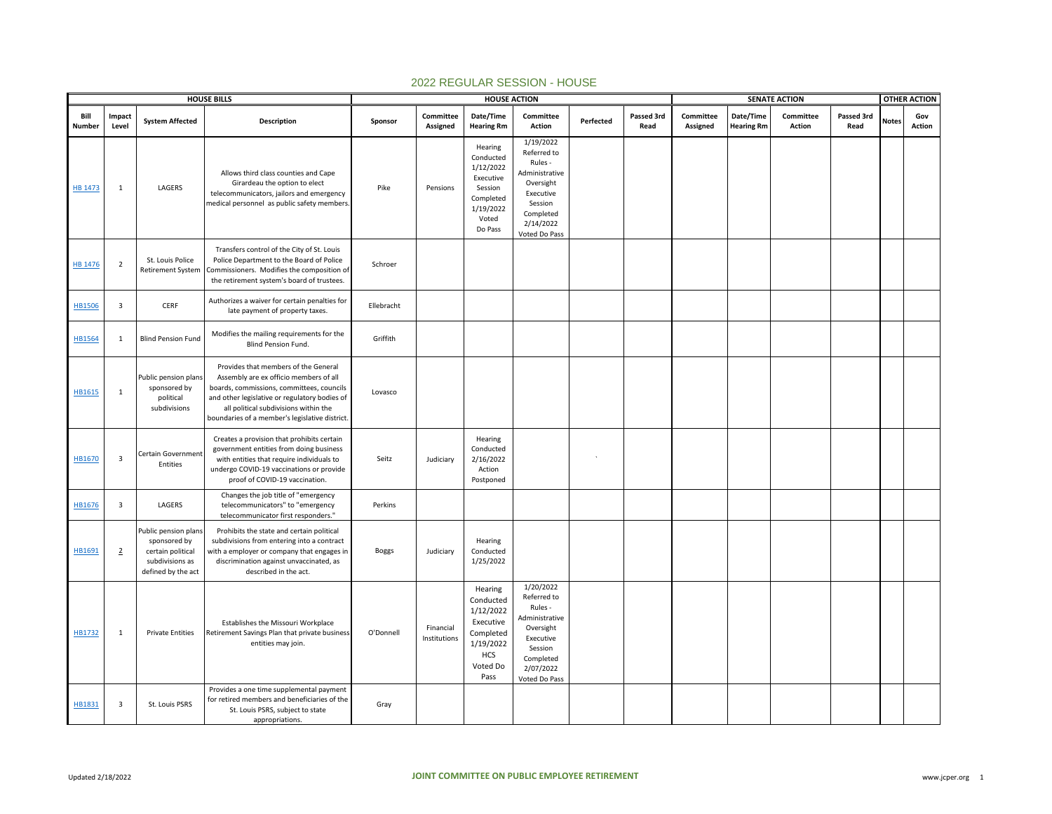# 2022 REGULAR SESSION - HOUSE

| HOUSE BILLS | | | | HOUSE ACTION | | | | | | SENATE ACTION | | | | OTHER ACTION | |
|---|---|---|---|---|---|---|---|---|---|---|---|---|---|---|---|
| Bill Number | Impact Level | System Affected | Description | Sponsor | Committee Assigned | Date/Time Hearing Rm | Committee Action | Perfected | Passed 3rd Read | Committee Assigned | Date/Time Hearing Rm | Committee Action | Passed 3rd Read | Notes | Gov Action |
| HB 1473 | 1 | LAGERS | Allows third class counties and Cape Girardeau the option to elect telecommunicators, jailors and emergency medical personnel as public safety members. | Pike | Pensions | Hearing Conducted 1/12/2022 Executive Session Completed 1/19/2022 Voted Do Pass | 1/19/2022 Referred to Rules - Administrative Oversight Executive Session Completed 2/14/2022 Voted Do Pass | | | | | | | | |
| HB 1476 | 2 | St. Louis Police Retirement System | Transfers control of the City of St. Louis Police Department to the Board of Police Commissioners. Modifies the composition of the retirement system's board of trustees. | Schroer | | | | | | | | | | | |
| HB1506 | 3 | CERF | Authorizes a waiver for certain penalties for late payment of property taxes. | Ellebracht | | | | | | | | | | | |
| HB1564 | 1 | Blind Pension Fund | Modifies the mailing requirements for the Blind Pension Fund. | Griffith | | | | | | | | | | | |
| HB1615 | 1 | Public pension plans sponsored by political subdivisions | Provides that members of the General Assembly are ex officio members of all boards, commissions, committees, councils and other legislative or regulatory bodies of all political subdivisions within the boundaries of a member's legislative district. | Lovasco | | | | | | | | | | | |
| HB1670 | 3 | Certain Government Entities | Creates a provision that prohibits certain government entities from doing business with entities that require individuals to undergo COVID-19 vaccinations or provide proof of COVID-19 vaccination. | Seitz | Judiciary | Hearing Conducted 2/16/2022 Action Postponed | | ` | | | | | | | |
| HB1676 | 3 | LAGERS | Changes the job title of "emergency telecommunicators" to "emergency telecommunicator first responders." | Perkins | | | | | | | | | | | |
| HB1691 | 2 | Public pension plans sponsored by certain political subdivisions as defined by the act | Prohibits the state and certain political subdivisions from entering into a contract with a employer or company that engages in discrimination against unvaccinated, as described in the act. | Boggs | Judiciary | Hearing Conducted 1/25/2022 | | | | | | | | | |
| HB1732 | 1 | Private Entities | Establishes the Missouri Workplace Retirement Savings Plan that private business entities may join. | O'Donnell | Financial Institutions | Hearing Conducted 1/12/2022 Executive Completed 1/19/2022 HCS Voted Do Pass | 1/20/2022 Referred to Rules - Administrative Oversight Executive Session Completed 2/07/2022 Voted Do Pass | | | | | | | | |
| HB1831 | 3 | St. Louis PSRS | Provides a one time supplemental payment for retired members and beneficiaries of the St. Louis PSRS, subject to state appropriations. | Gray | | | | | | | | | | | |

Updated 2/18/2022 JOINT COMMITTEE ON PUBLIC EMPLOYEE RETIREMENT www.jcper.org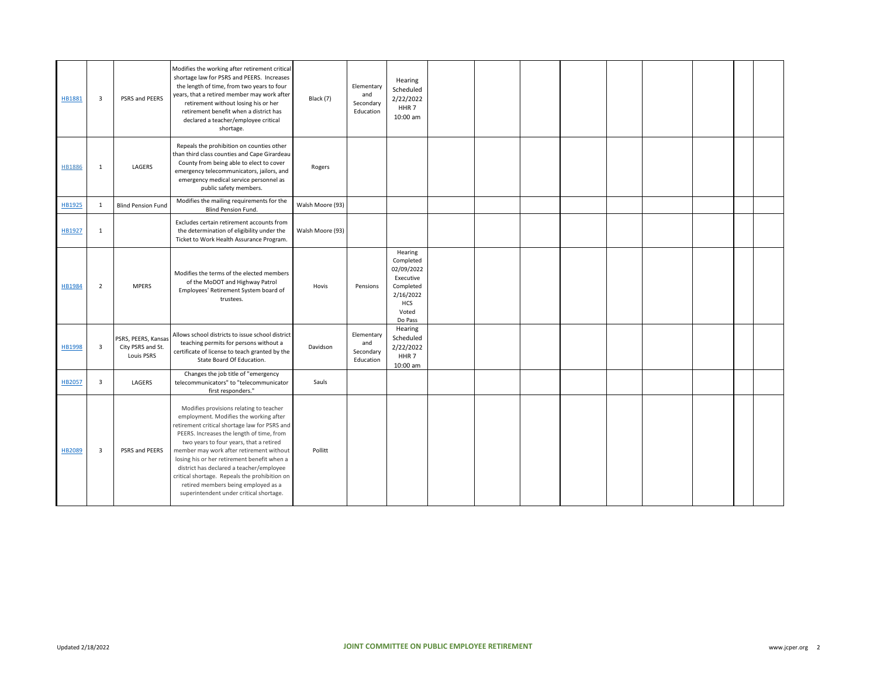| | | | | | | | | | | | | | | | |
|---|---|---|---|---|---|---|---|---|---|---|---|---|---|---|---|
| HB1881 | 3 | PSRS and PEERS | Modifies the working after retirement critical shortage law for PSRS and PEERS. Increases the length of time, from two years to four years, that a retired member may work after retirement without losing his or her retirement benefit when a district has declared a teacher/employee critical shortage. | Black (7) | Elementary and Secondary Education | Hearing Scheduled 2/22/2022 HHR 7 10:00 am | | | | | | | | | |
| HB1886 | 1 | LAGERS | Repeals the prohibition on counties other than third class counties and Cape Girardeau County from being able to elect to cover emergency telecommunicators, jailors, and emergency medical service personnel as public safety members. | Rogers | | | | | | | | | | | |
| HB1925 | 1 | Blind Pension Fund | Modifies the mailing requirements for the Blind Pension Fund. | Walsh Moore (93) | | | | | | | | | | | |
| HB1927 | 1 | | Excludes certain retirement accounts from the determination of eligibility under the Ticket to Work Health Assurance Program. | Walsh Moore (93) | | | | | | | | | | | |
| HB1984 | 2 | MPERS | Modifies the terms of the elected members of the MoDOT and Highway Patrol Employees' Retirement System board of trustees. | Hovis | Pensions | Hearing Completed 02/09/2022 Executive Completed 2/16/2022 HCS Voted Do Pass | | | | | | | | | |
| HB1998 | 3 | PSRS, PEERS, Kansas City PSRS and St. Louis PSRS | Allows school districts to issue school district teaching permits for persons without a certificate of license to teach granted by the State Board Of Education. | Davidson | Elementary and Secondary Education | Hearing Scheduled 2/22/2022 HHR 7 10:00 am | | | | | | | | | |
| HB2057 | 3 | LAGERS | Changes the job title of "emergency telecommunicators" to "telecommunicator first responders." | Sauls | | | | | | | | | | | |
| HB2089 | 3 | PSRS and PEERS | Modifies provisions relating to teacher employment. Modifies the working after retirement critical shortage law for PSRS and PEERS. Increases the length of time, from two years to four years, that a retired member may work after retirement without losing his or her retirement benefit when a district has declared a teacher/employee critical shortage. Repeals the prohibition on retired members being employed as a superintendent under critical shortage. | Pollitt | | | | | | | | | | | |

Updated 2/18/2022 | JOINT COMMITTEE ON PUBLIC EMPLOYEE RETIREMENT | www.jcper.org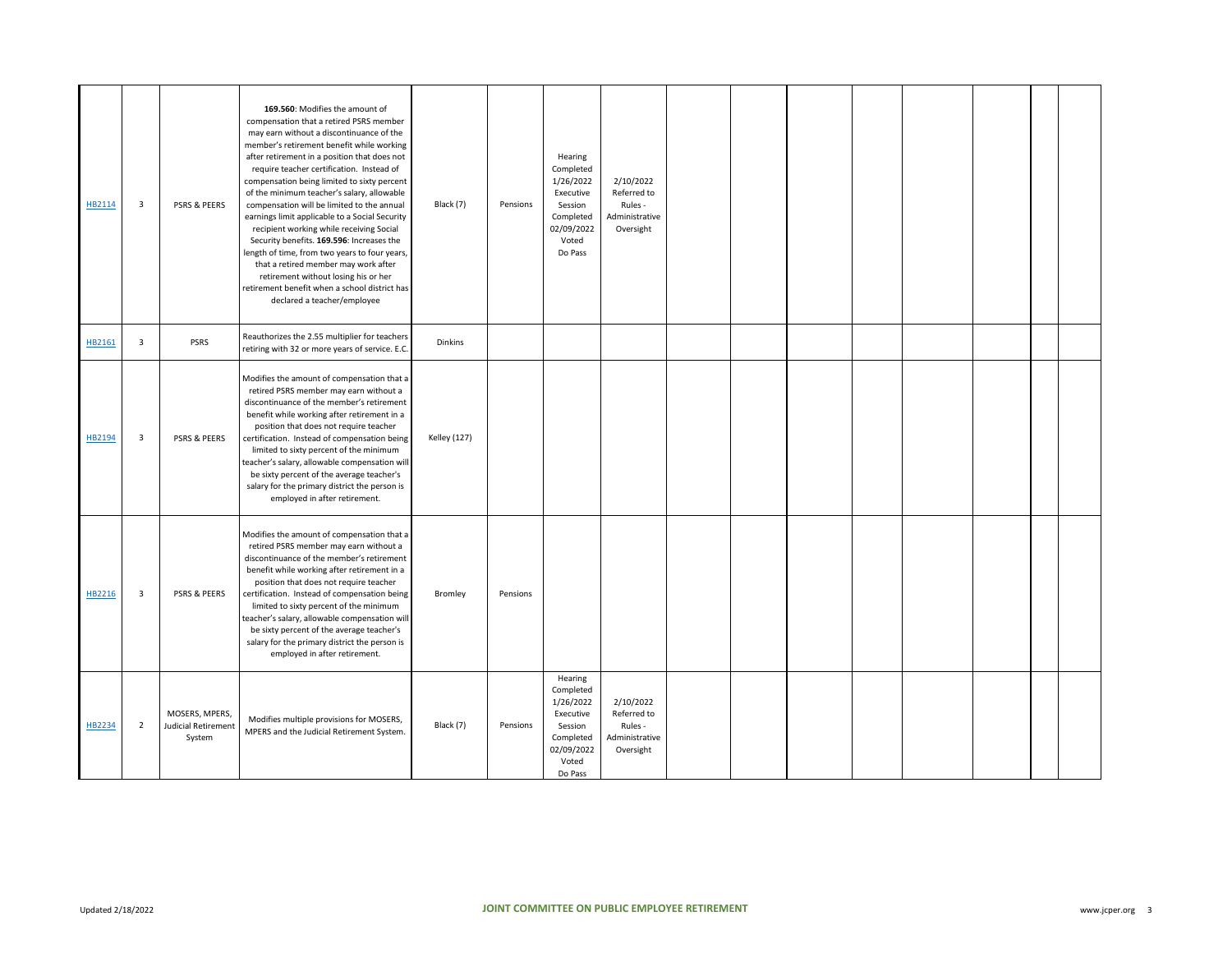| | | | | | | | | | | | | | | | |
|---|---|---|---|---|---|---|---|---|---|---|---|---|---|---|---|
| HB2114 | 3 | PSRS & PEERS | **169.560**: Modifies the amount of compensation that a retired PSRS member may earn without a discontinuance of the member's retirement benefit while working after retirement in a position that does not require teacher certification. Instead of compensation being limited to sixty percent of the minimum teacher's salary, allowable compensation will be limited to the annual earnings limit applicable to a Social Security recipient working while receiving Social Security benefits. **169.596**: Increases the length of time, from two years to four years, that a retired member may work after retirement without losing his or her retirement benefit when a school district has declared a teacher/employee | Black (7) | Pensions | Hearing Completed 1/26/2022 Executive Session Completed 02/09/2022 Voted Do Pass | 2/10/2022 Referred to Rules - Administrative Oversight | | | | | | | | |
| HB2161 | 3 | PSRS | Reauthorizes the 2.55 multiplier for teachers retiring with 32 or more years of service. E.C. | Dinkins | | | | | | | | | | | |
| HB2194 | 3 | PSRS & PEERS | Modifies the amount of compensation that a retired PSRS member may earn without a discontinuance of the member's retirement benefit while working after retirement in a position that does not require teacher certification. Instead of compensation being limited to sixty percent of the minimum teacher's salary, allowable compensation will be sixty percent of the average teacher's salary for the primary district the person is employed in after retirement. | Kelley (127) | | | | | | | | | | | |
| HB2216 | 3 | PSRS & PEERS | Modifies the amount of compensation that a retired PSRS member may earn without a discontinuance of the member's retirement benefit while working after retirement in a position that does not require teacher certification. Instead of compensation being limited to sixty percent of the minimum teacher's salary, allowable compensation will be sixty percent of the average teacher's salary for the primary district the person is employed in after retirement. | Bromley | Pensions | | | | | | | | | | |
| HB2234 | 2 | MOSERS, MPERS, Judicial Retirement System | Modifies multiple provisions for MOSERS, MPERS and the Judicial Retirement System. | Black (7) | Pensions | Hearing Completed 1/26/2022 Executive Session Completed 02/09/2022 Voted Do Pass | 2/10/2022 Referred to Rules - Administrative Oversight | | | | | | | | |

Updated 2/18/2022

JOINT COMMITTEE ON PUBLIC EMPLOYEE RETIREMENT

www.jcper.org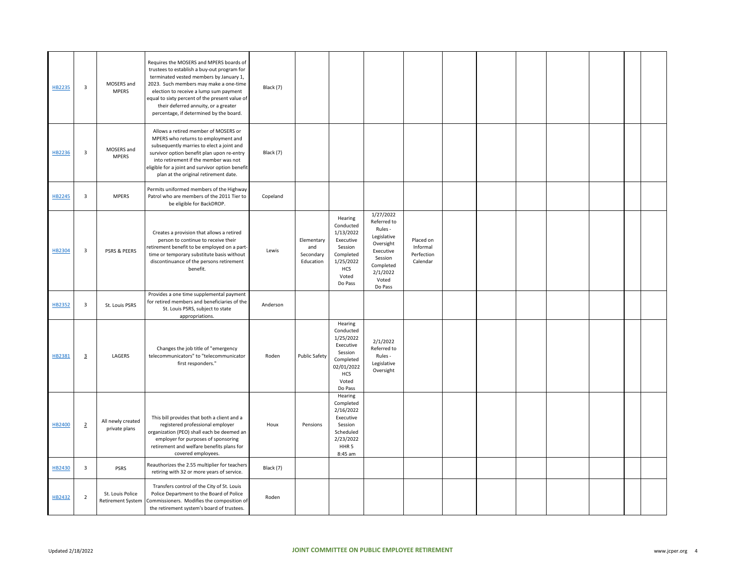| | | | | | | | | | | | | | | | |
|---|---|---|---|---|---|---|---|---|---|---|---|---|---|---|---|
| HB2235 | 3 | MOSERS and MPERS | Requires the MOSERS and MPERS boards of trustees to establish a buy-out program for terminated vested members by January 1, 2023. Such members may make a one-time election to receive a lump sum payment equal to sixty percent of the present value of their deferred annuity, or a greater percentage, if determined by the board. | Black (7) | | | | | | | | | | | |
| HB2236 | 3 | MOSERS and MPERS | Allows a retired member of MOSERS or MPERS who returns to employment and subsequently marries to elect a joint and survivor option benefit plan upon re-entry into retirement if the member was not eligible for a joint and survivor option benefit plan at the original retirement date. | Black (7) | | | | | | | | | | | |
| HB2245 | 3 | MPERS | Permits uniformed members of the Highway Patrol who are members of the 2011 Tier to be eligible for BackDROP. | Copeland | | | | | | | | | | | |
| HB2304 | 3 | PSRS & PEERS | Creates a provision that allows a retired person to continue to receive their retirement benefit to be employed on a part-time or temporary substitute basis without discontinuance of the persons retirement benefit. | Lewis | Elementary and Secondary Education | Hearing Conducted 1/13/2022 Executive Session Completed 1/25/2022 HCS Voted Do Pass | 1/27/2022 Referred to Rules - Legislative Oversight Executive Session Completed 2/1/2022 Voted Do Pass | Placed on Informal Perfection Calendar | | | | | | | |
| HB2352 | 3 | St. Louis PSRS | Provides a one time supplemental payment for retired members and beneficiaries of the St. Louis PSRS, subject to state appropriations. | Anderson | | | | | | | | | | | |
| HB2381 | 3 | LAGERS | Changes the job title of "emergency telecommunicators" to "telecommunicator first responders." | Roden | Public Safety | Hearing Conducted 1/25/2022 Executive Session Completed 02/01/2022 HCS Voted Do Pass | 2/1/2022 Referred to Rules - Legislative Oversight | | | | | | | | |
| HB2400 | 2 | All newly created private plans | This bill provides that both a client and a registered professional employer organization (PEO) shall each be deemed an employer for purposes of sponsoring retirement and welfare benefits plans for covered employees. | Houx | Pensions | Hearing Completed 2/16/2022 Executive Session Scheduled 2/23/2022 HHR 5 8:45 am | | | | | | | | | |
| HB2430 | 3 | PSRS | Reauthorizes the 2.55 multiplier for teachers retiring with 32 or more years of service. | Black (7) | | | | | | | | | | | |
| HB2432 | 2 | St. Louis Police Retirement System | Transfers control of the City of St. Louis Police Department to the Board of Police Commissioners. Modifies the composition of the retirement system's board of trustees. | Roden | | | | | | | | | | | |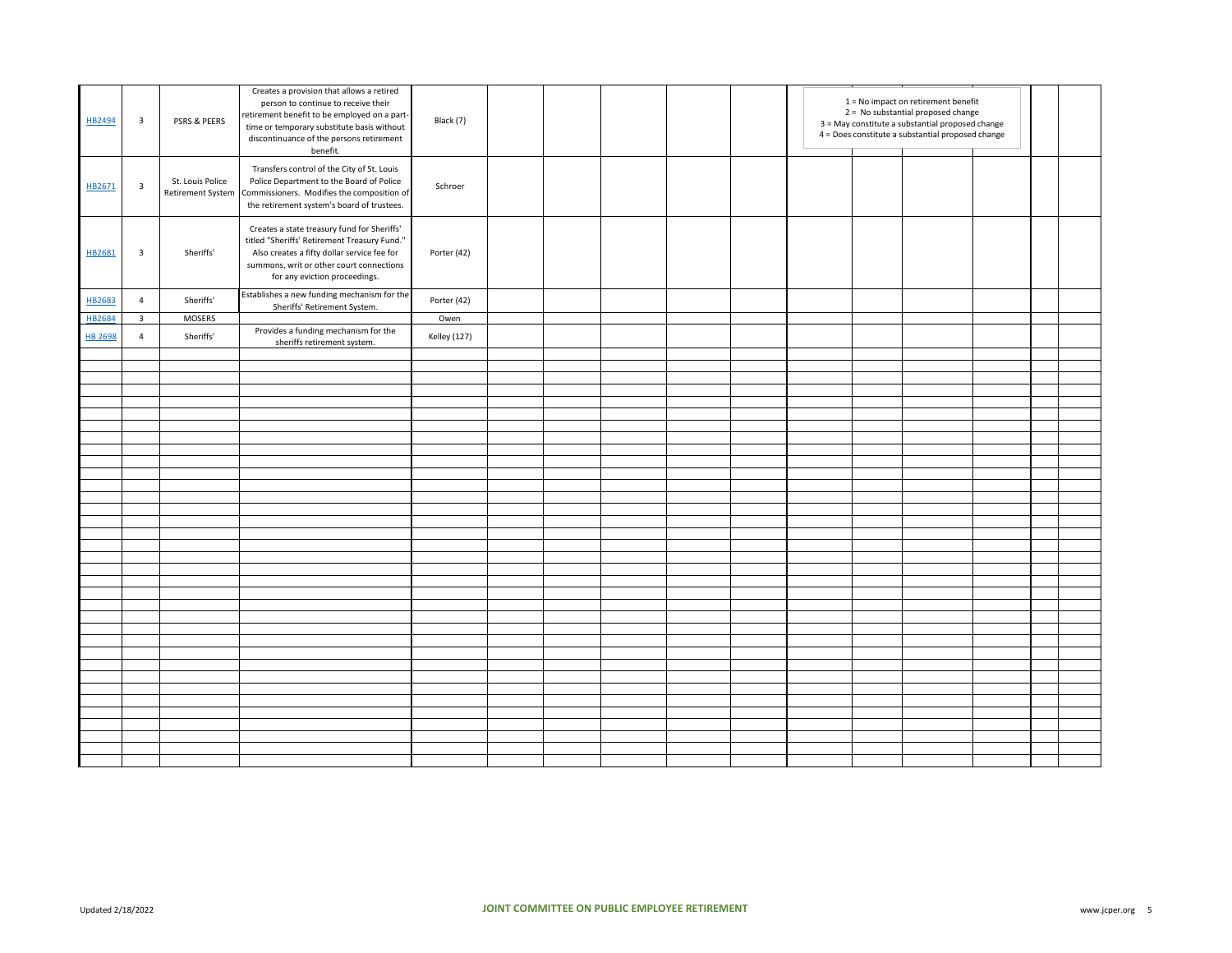| | | | | | | | | | | | | | | | |
|---|---|---|---|---|---|---|---|---|---|---|---|---|---|---|---|
| HB2494 | 3 | PSRS & PEERS | Creates a provision that allows a retired person to continue to receive their retirement benefit to be employed on a part-time or temporary substitute basis without discontinuance of the persons retirement benefit. | Black (7) | | | | | | | | | | | |
| HB2671 | 3 | St. Louis Police Retirement System | Transfers control of the City of St. Louis Police Department to the Board of Police Commissioners. Modifies the composition of the retirement system's board of trustees. | Schroer | | | | | | | | | | | |
| HB2681 | 3 | Sheriffs' | Creates a state treasury fund for Sheriffs' titled "Sheriffs' Retirement Treasury Fund." Also creates a fifty dollar service fee for summons, writ or other court connections for any eviction proceedings. | Porter (42) | | | | | | | | | | | |
| HB2683 | 4 | Sheriffs' | Establishes a new funding mechanism for the Sheriffs' Retirement System. | Porter (42) | | | | | | | | | | | |
| HB2684 | 3 | MOSERS | | Owen | | | | | | | | | | | |
| HB 2698 | 4 | Sheriffs' | Provides a funding mechanism for the sheriffs retirement system. | Kelley (127) | | | | | | | | | | | |

1 = No impact on retirement benefit
2 = No substantial proposed change
3 = May constitute a substantial proposed change
4 = Does constitute a substantial proposed change

Updated 2/18/2022

**JOINT COMMITTEE ON PUBLIC EMPLOYEE RETIREMENT**

www.jcper.org